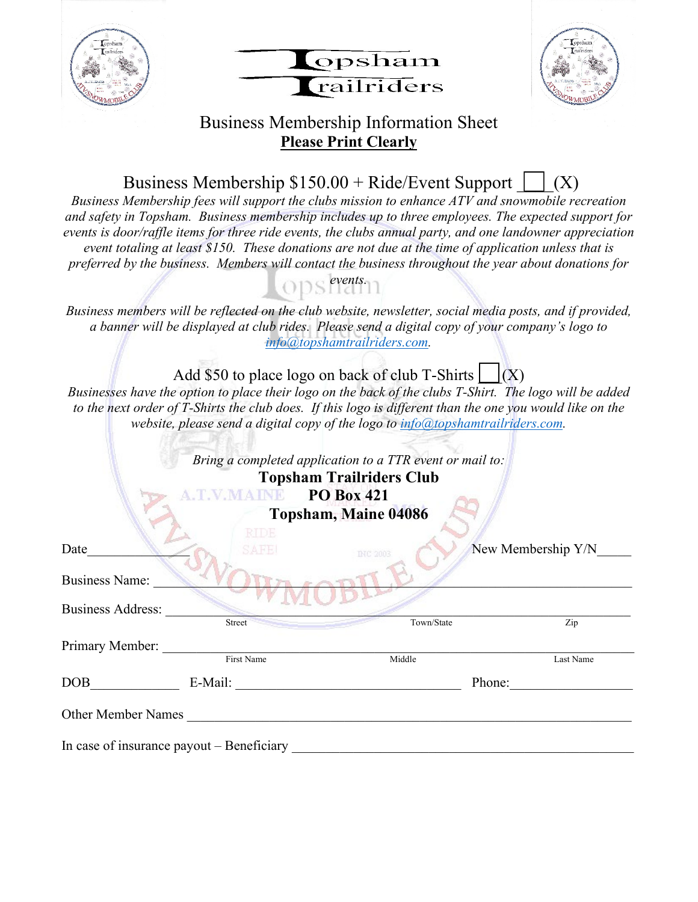# Topsham Trailriders

## Business Membership Information Sheet

**Please Print Clearly**

Business Membership $150.00 + Ride/Event Support ___ (X)

*Business Membership fees will support the clubs mission to enhance ATV and snowmobile recreation and safety in Topsham. Business membership includes up to three employees. The expected support for events is door/raffle items for three ride events, the clubs annual party, and one landowner appreciation event totaling at least $150. These donations are not due at the time of application unless that is preferred by the business. Members will contact the business throughout the year about donations for events.*

*Business members will be reflected on the club website, newsletter, social media posts, and if provided, a banner will be displayed at club rides. Please send a digital copy of your company's logo to info@topshamtrailriders.com.*

Add $50 to place logo on back of club T-Shirts ___ (X)

*Businesses have the option to place their logo on the back of the clubs T-Shirt. The logo will be added to the next order of T-Shirts the club does. If this logo is different than the one you would like on the website, please send a digital copy of the logo to info@topshamtrailriders.com.*

*Bring a completed application to a TTR event or mail to:*

**Topsham Trailriders Club**
**PO Box 421**
**Topsham, Maine 04086**

Date_______________ New Membership Y/N_____

Business Name: ____________________________________________

Business Address: ____________________________________________
Street Town/State Zip

Primary Member: ____________________________________________
First Name Middle Last Name

DOB_____________ E-Mail: ______________________________ Phone:__________________

Other Member Names ____________________________________________

In case of insurance payout – Beneficiary ____________________________________________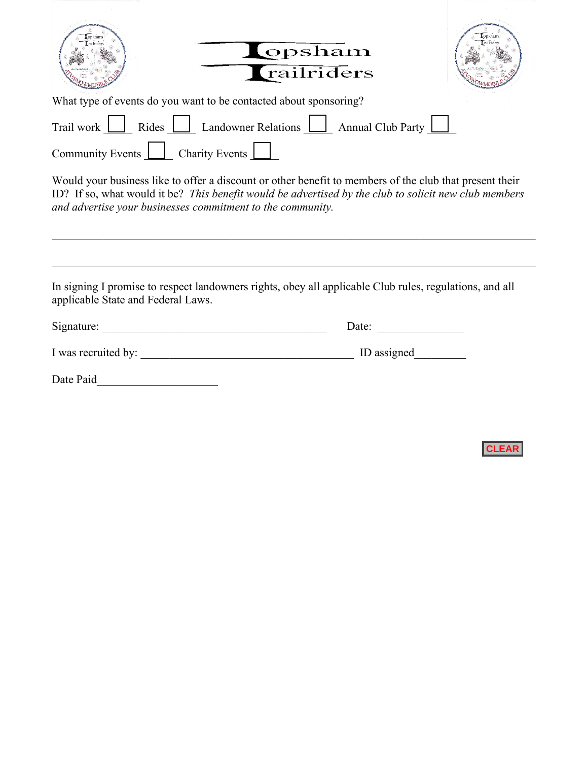# Topsham Trailriders

What type of events do you want to be contacted about sponsoring?

Trail work ☐ Rides ☐ Landowner Relations ☐ Annual Club Party ☐

Community Events ☐ Charity Events ☐

Would your business like to offer a discount or other benefit to members of the club that present their ID? If so, what would it be? *This benefit would be advertised by the club to solicit new club members and advertise your businesses commitment to the community.*

\_\_\_\_\_\_\_\_\_\_\_\_\_\_\_\_\_\_\_\_\_\_\_\_\_\_\_\_\_\_\_\_\_\_\_\_\_\_\_\_\_\_\_\_\_\_\_\_\_\_\_\_\_\_\_\_\_\_\_\_\_\_\_\_\_\_\_\_\_\_\_\_

\_\_\_\_\_\_\_\_\_\_\_\_\_\_\_\_\_\_\_\_\_\_\_\_\_\_\_\_\_\_\_\_\_\_\_\_\_\_\_\_\_\_\_\_\_\_\_\_\_\_\_\_\_\_\_\_\_\_\_\_\_\_\_\_\_\_\_\_\_\_\_\_

In signing I promise to respect landowners rights, obey all applicable Club rules, regulations, and all applicable State and Federal Laws.

Signature: \_\_\_\_\_\_\_\_\_\_\_\_\_\_\_\_\_\_\_\_\_\_\_\_\_\_\_\_\_\_\_\_\_\_\_\_ Date: \_\_\_\_\_\_\_\_\_\_\_\_\_\_

I was recruited by: \_\_\_\_\_\_\_\_\_\_\_\_\_\_\_\_\_\_\_\_\_\_\_\_\_\_\_\_\_\_\_\_\_\_ ID assigned\_\_\_\_\_\_\_\_

Date Paid\_\_\_\_\_\_\_\_\_\_\_\_\_\_\_\_\_\_\_\_

CLEAR